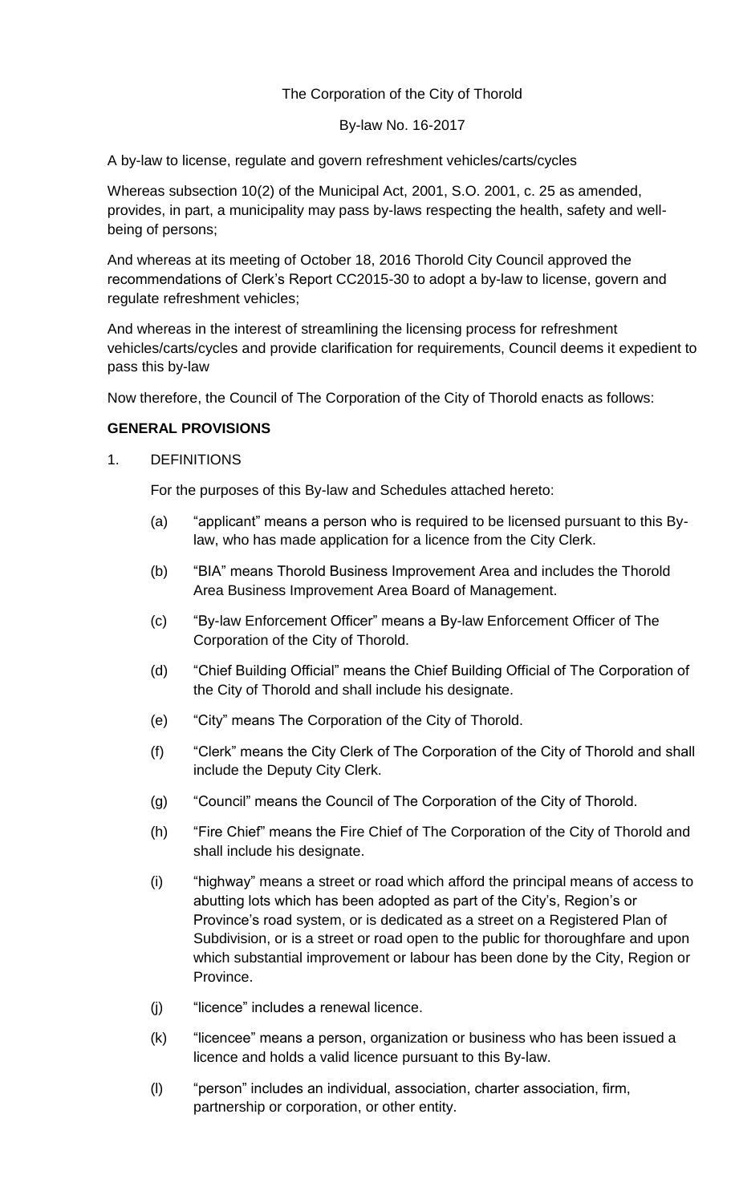The Corporation of the City of Thorold

By-law No. 16-2017

A by-law to license, regulate and govern refreshment vehicles/carts/cycles

Whereas subsection 10(2) of the Municipal Act, 2001, S.O. 2001, c. 25 as amended, provides, in part, a municipality may pass by-laws respecting the health, safety and well-being of persons;

And whereas at its meeting of October 18, 2016 Thorold City Council approved the recommendations of Clerk's Report CC2015-30 to adopt a by-law to license, govern and regulate refreshment vehicles;

And whereas in the interest of streamlining the licensing process for refreshment vehicles/carts/cycles and provide clarification for requirements, Council deems it expedient to pass this by-law

Now therefore, the Council of The Corporation of the City of Thorold enacts as follows:

**GENERAL PROVISIONS**

1. DEFINITIONS

   For the purposes of this By-law and Schedules attached hereto:

   (a) "applicant" means a person who is required to be licensed pursuant to this By-law, who has made application for a licence from the City Clerk.

   (b) "BIA" means Thorold Business Improvement Area and includes the Thorold Area Business Improvement Area Board of Management.

   (c) "By-law Enforcement Officer" means a By-law Enforcement Officer of The Corporation of the City of Thorold.

   (d) "Chief Building Official" means the Chief Building Official of The Corporation of the City of Thorold and shall include his designate.

   (e) "City" means The Corporation of the City of Thorold.

   (f) "Clerk" means the City Clerk of The Corporation of the City of Thorold and shall include the Deputy City Clerk.

   (g) "Council" means the Council of The Corporation of the City of Thorold.

   (h) "Fire Chief" means the Fire Chief of The Corporation of the City of Thorold and shall include his designate.

   (i) "highway" means a street or road which afford the principal means of access to abutting lots which has been adopted as part of the City's, Region's or Province's road system, or is dedicated as a street on a Registered Plan of Subdivision, or is a street or road open to the public for thoroughfare and upon which substantial improvement or labour has been done by the City, Region or Province.

   (j) "licence" includes a renewal licence.

   (k) "licencee" means a person, organization or business who has been issued a licence and holds a valid licence pursuant to this By-law.

   (l) "person" includes an individual, association, charter association, firm, partnership or corporation, or other entity.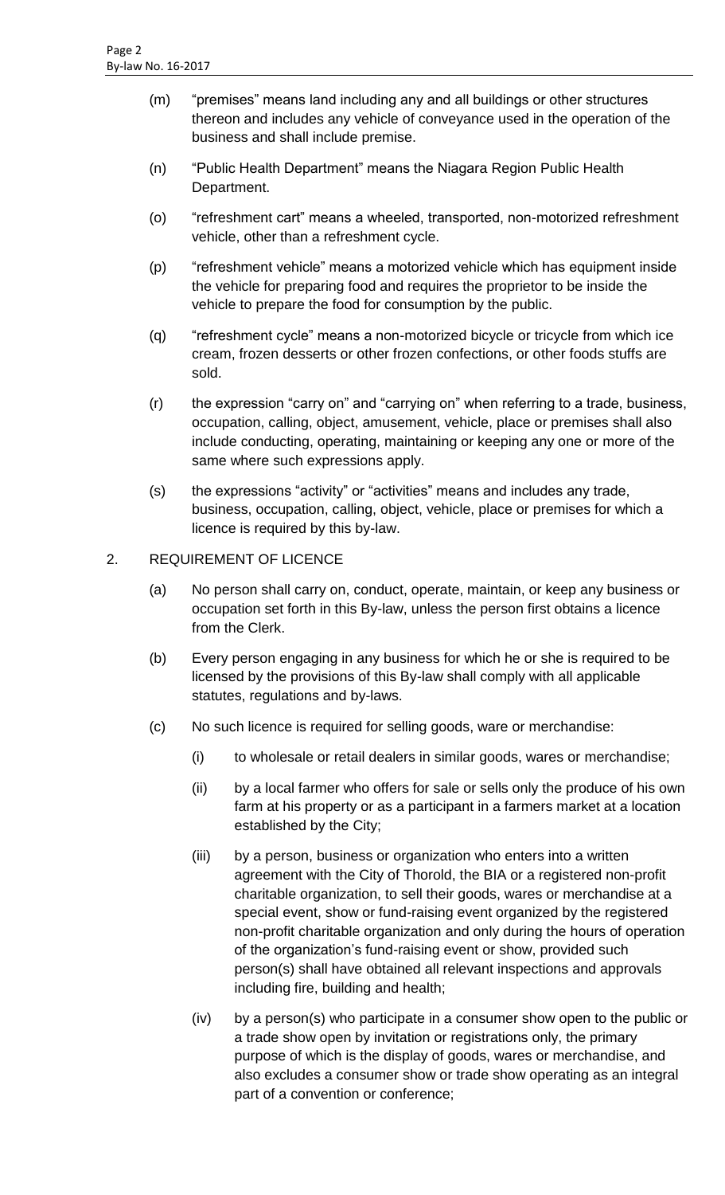(m) "premises" means land including any and all buildings or other structures thereon and includes any vehicle of conveyance used in the operation of the business and shall include premise.

(n) "Public Health Department" means the Niagara Region Public Health Department.

(o) "refreshment cart" means a wheeled, transported, non-motorized refreshment vehicle, other than a refreshment cycle.

(p) "refreshment vehicle" means a motorized vehicle which has equipment inside the vehicle for preparing food and requires the proprietor to be inside the vehicle to prepare the food for consumption by the public.

(q) "refreshment cycle" means a non-motorized bicycle or tricycle from which ice cream, frozen desserts or other frozen confections, or other foods stuffs are sold.

(r) the expression "carry on" and "carrying on" when referring to a trade, business, occupation, calling, object, amusement, vehicle, place or premises shall also include conducting, operating, maintaining or keeping any one or more of the same where such expressions apply.

(s) the expressions "activity" or "activities" means and includes any trade, business, occupation, calling, object, vehicle, place or premises for which a licence is required by this by-law.

2. REQUIREMENT OF LICENCE

(a) No person shall carry on, conduct, operate, maintain, or keep any business or occupation set forth in this By-law, unless the person first obtains a licence from the Clerk.

(b) Every person engaging in any business for which he or she is required to be licensed by the provisions of this By-law shall comply with all applicable statutes, regulations and by-laws.

(c) No such licence is required for selling goods, ware or merchandise:

(i) to wholesale or retail dealers in similar goods, wares or merchandise;

(ii) by a local farmer who offers for sale or sells only the produce of his own farm at his property or as a participant in a farmers market at a location established by the City;

(iii) by a person, business or organization who enters into a written agreement with the City of Thorold, the BIA or a registered non-profit charitable organization, to sell their goods, wares or merchandise at a special event, show or fund-raising event organized by the registered non-profit charitable organization and only during the hours of operation of the organization's fund-raising event or show, provided such person(s) shall have obtained all relevant inspections and approvals including fire, building and health;

(iv) by a person(s) who participate in a consumer show open to the public or a trade show open by invitation or registrations only, the primary purpose of which is the display of goods, wares or merchandise, and also excludes a consumer show or trade show operating as an integral part of a convention or conference;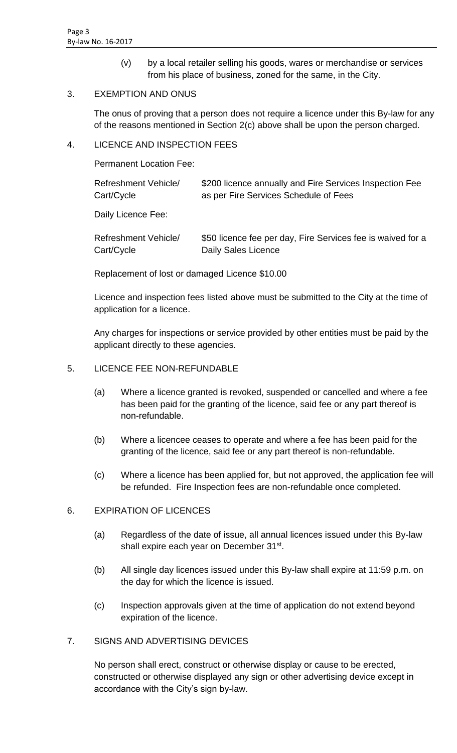(v) by a local retailer selling his goods, wares or merchandise or services from his place of business, zoned for the same, in the City.

## 3. EXEMPTION AND ONUS

The onus of proving that a person does not require a licence under this By-law for any of the reasons mentioned in Section 2(c) above shall be upon the person charged.

## 4. LICENCE AND INSPECTION FEES

Permanent Location Fee:

| | |
|---|---|
| Refreshment Vehicle/ Cart/Cycle | $200 licence annually and Fire Services Inspection Fee as per Fire Services Schedule of Fees |

Daily Licence Fee:

| | |
|---|---|
| Refreshment Vehicle/ Cart/Cycle | $50 licence fee per day, Fire Services fee is waived for a Daily Sales Licence |

Replacement of lost or damaged Licence $10.00

Licence and inspection fees listed above must be submitted to the City at the time of application for a licence.

Any charges for inspections or service provided by other entities must be paid by the applicant directly to these agencies.

## 5. LICENCE FEE NON-REFUNDABLE

(a) Where a licence granted is revoked, suspended or cancelled and where a fee has been paid for the granting of the licence, said fee or any part thereof is non-refundable.

(b) Where a licencee ceases to operate and where a fee has been paid for the granting of the licence, said fee or any part thereof is non-refundable.

(c) Where a licence has been applied for, but not approved, the application fee will be refunded. Fire Inspection fees are non-refundable once completed.

## 6. EXPIRATION OF LICENCES

(a) Regardless of the date of issue, all annual licences issued under this By-law shall expire each year on December 31st.

(b) All single day licences issued under this By-law shall expire at 11:59 p.m. on the day for which the licence is issued.

(c) Inspection approvals given at the time of application do not extend beyond expiration of the licence.

## 7. SIGNS AND ADVERTISING DEVICES

No person shall erect, construct or otherwise display or cause to be erected, constructed or otherwise displayed any sign or other advertising device except in accordance with the City's sign by-law.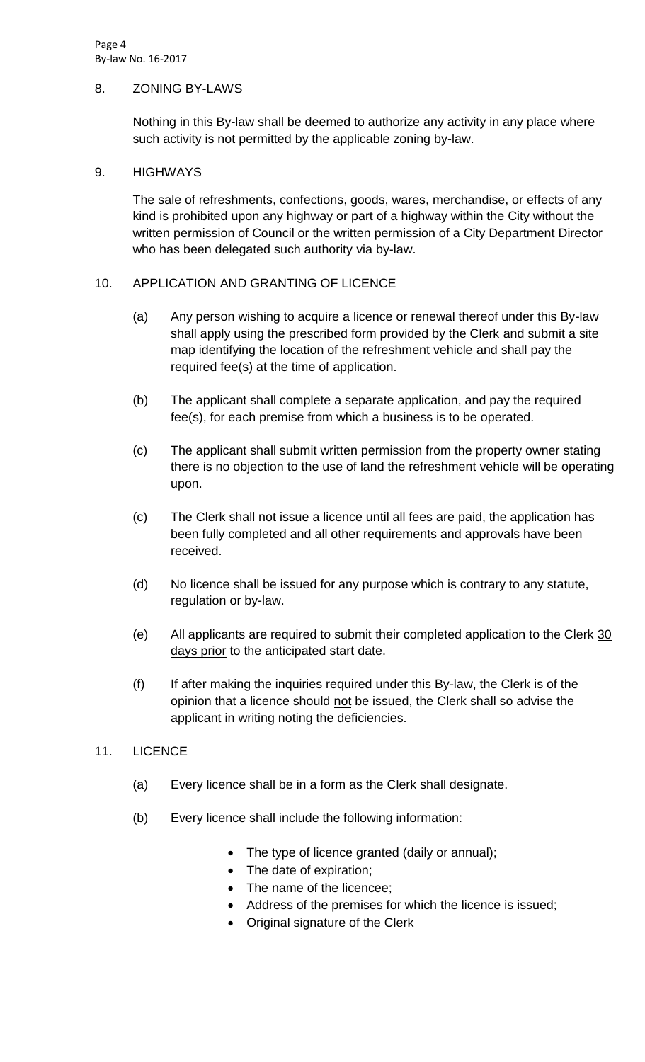## 8. ZONING BY-LAWS

Nothing in this By-law shall be deemed to authorize any activity in any place where such activity is not permitted by the applicable zoning by-law.

## 9. HIGHWAYS

The sale of refreshments, confections, goods, wares, merchandise, or effects of any kind is prohibited upon any highway or part of a highway within the City without the written permission of Council or the written permission of a City Department Director who has been delegated such authority via by-law.

## 10. APPLICATION AND GRANTING OF LICENCE

(a) Any person wishing to acquire a licence or renewal thereof under this By-law shall apply using the prescribed form provided by the Clerk and submit a site map identifying the location of the refreshment vehicle and shall pay the required fee(s) at the time of application.

(b) The applicant shall complete a separate application, and pay the required fee(s), for each premise from which a business is to be operated.

(c) The applicant shall submit written permission from the property owner stating there is no objection to the use of land the refreshment vehicle will be operating upon.

(c) The Clerk shall not issue a licence until all fees are paid, the application has been fully completed and all other requirements and approvals have been received.

(d) No licence shall be issued for any purpose which is contrary to any statute, regulation or by-law.

(e) All applicants are required to submit their completed application to the Clerk <u>30 days prior</u> to the anticipated start date.

(f) If after making the inquiries required under this By-law, the Clerk is of the opinion that a licence should <u>not</u> be issued, the Clerk shall so advise the applicant in writing noting the deficiencies.

## 11. LICENCE

(a) Every licence shall be in a form as the Clerk shall designate.

(b) Every licence shall include the following information:

- The type of licence granted (daily or annual);
- The date of expiration;
- The name of the licencee;
- Address of the premises for which the licence is issued;
- Original signature of the Clerk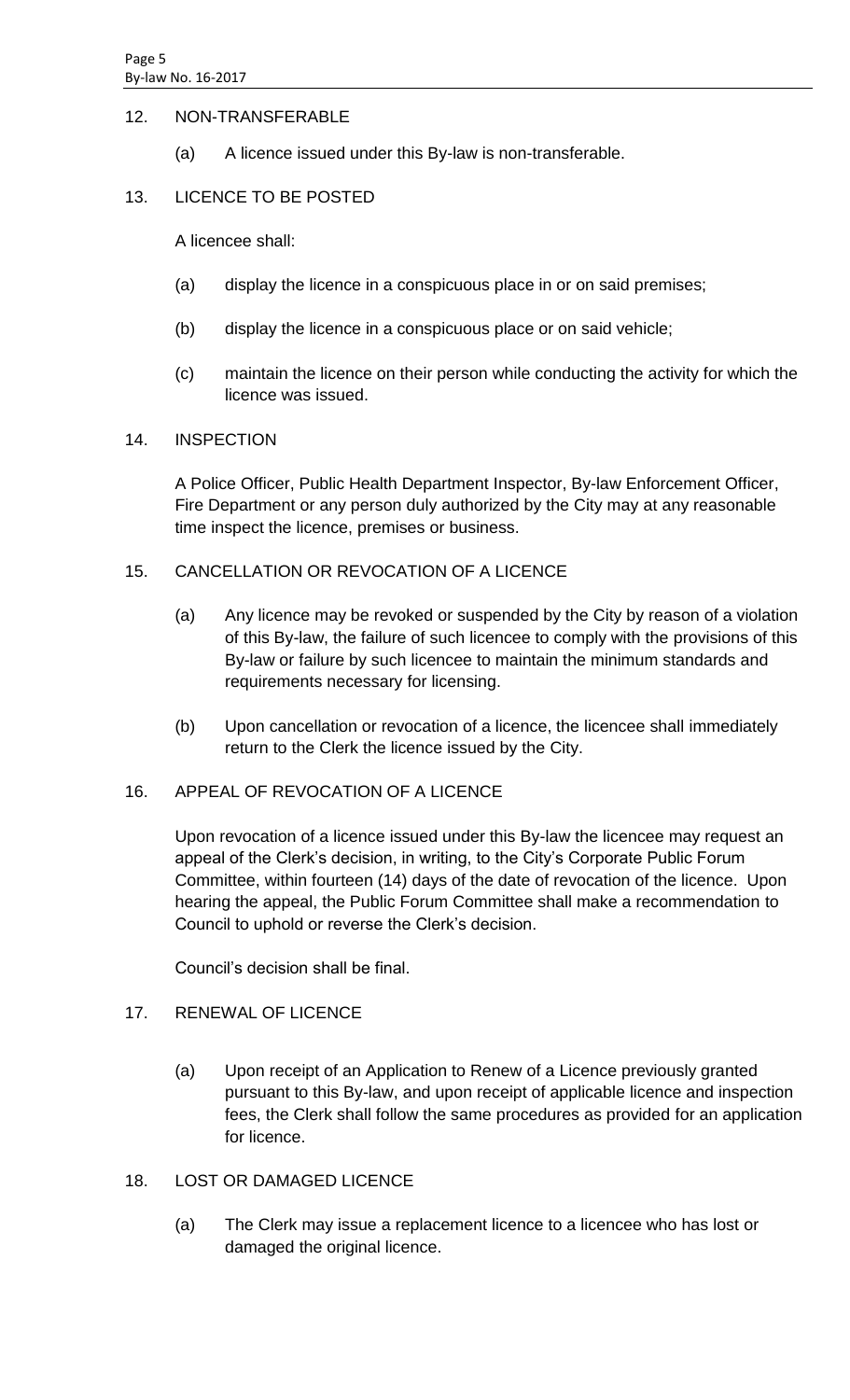## 12. NON-TRANSFERABLE

(a) A licence issued under this By-law is non-transferable.

## 13. LICENCE TO BE POSTED

A licencee shall:

(a) display the licence in a conspicuous place in or on said premises;

(b) display the licence in a conspicuous place or on said vehicle;

(c) maintain the licence on their person while conducting the activity for which the licence was issued.

## 14. INSPECTION

A Police Officer, Public Health Department Inspector, By-law Enforcement Officer, Fire Department or any person duly authorized by the City may at any reasonable time inspect the licence, premises or business.

## 15. CANCELLATION OR REVOCATION OF A LICENCE

(a) Any licence may be revoked or suspended by the City by reason of a violation of this By-law, the failure of such licencee to comply with the provisions of this By-law or failure by such licencee to maintain the minimum standards and requirements necessary for licensing.

(b) Upon cancellation or revocation of a licence, the licencee shall immediately return to the Clerk the licence issued by the City.

## 16. APPEAL OF REVOCATION OF A LICENCE

Upon revocation of a licence issued under this By-law the licencee may request an appeal of the Clerk's decision, in writing, to the City's Corporate Public Forum Committee, within fourteen (14) days of the date of revocation of the licence. Upon hearing the appeal, the Public Forum Committee shall make a recommendation to Council to uphold or reverse the Clerk's decision.

Council's decision shall be final.

## 17. RENEWAL OF LICENCE

(a) Upon receipt of an Application to Renew of a Licence previously granted pursuant to this By-law, and upon receipt of applicable licence and inspection fees, the Clerk shall follow the same procedures as provided for an application for licence.

## 18. LOST OR DAMAGED LICENCE

(a) The Clerk may issue a replacement licence to a licencee who has lost or damaged the original licence.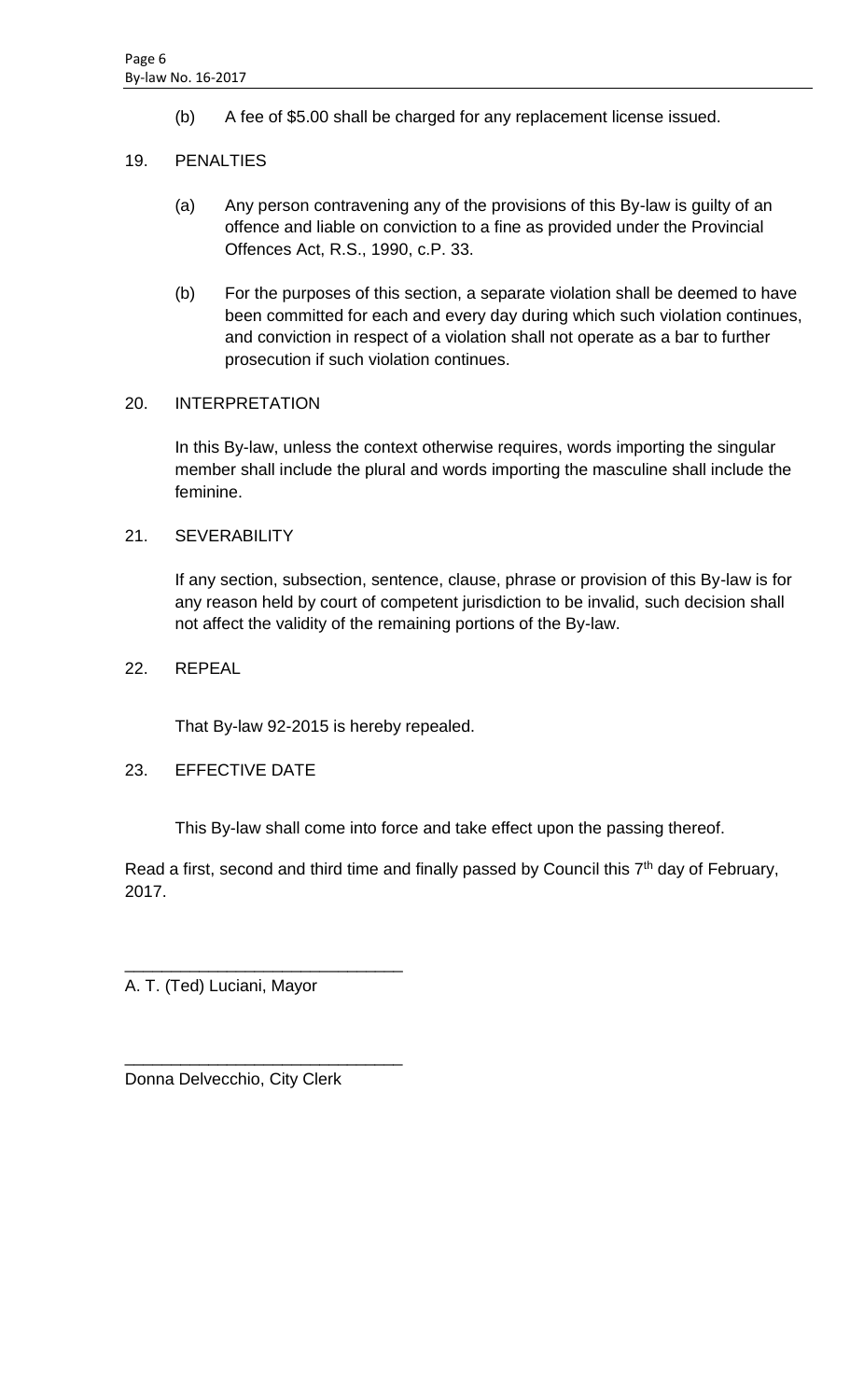(b) A fee of $5.00 shall be charged for any replacement license issued.

19. PENALTIES

(a) Any person contravening any of the provisions of this By-law is guilty of an offence and liable on conviction to a fine as provided under the Provincial Offences Act, R.S., 1990, c.P. 33.

(b) For the purposes of this section, a separate violation shall be deemed to have been committed for each and every day during which such violation continues, and conviction in respect of a violation shall not operate as a bar to further prosecution if such violation continues.

20. INTERPRETATION

In this By-law, unless the context otherwise requires, words importing the singular member shall include the plural and words importing the masculine shall include the feminine.

21. SEVERABILITY

If any section, subsection, sentence, clause, phrase or provision of this By-law is for any reason held by court of competent jurisdiction to be invalid, such decision shall not affect the validity of the remaining portions of the By-law.

22. REPEAL

That By-law 92-2015 is hereby repealed.

23. EFFECTIVE DATE

This By-law shall come into force and take effect upon the passing thereof.

Read a first, second and third time and finally passed by Council this 7th day of February, 2017.

\_\_\_\_\_\_\_\_\_\_\_\_\_\_\_\_\_\_\_\_\_\_\_\_\_\_\_\_\_\_

A. T. (Ted) Luciani, Mayor

\_\_\_\_\_\_\_\_\_\_\_\_\_\_\_\_\_\_\_\_\_\_\_\_\_\_\_\_\_\_

Donna Delvecchio, City Clerk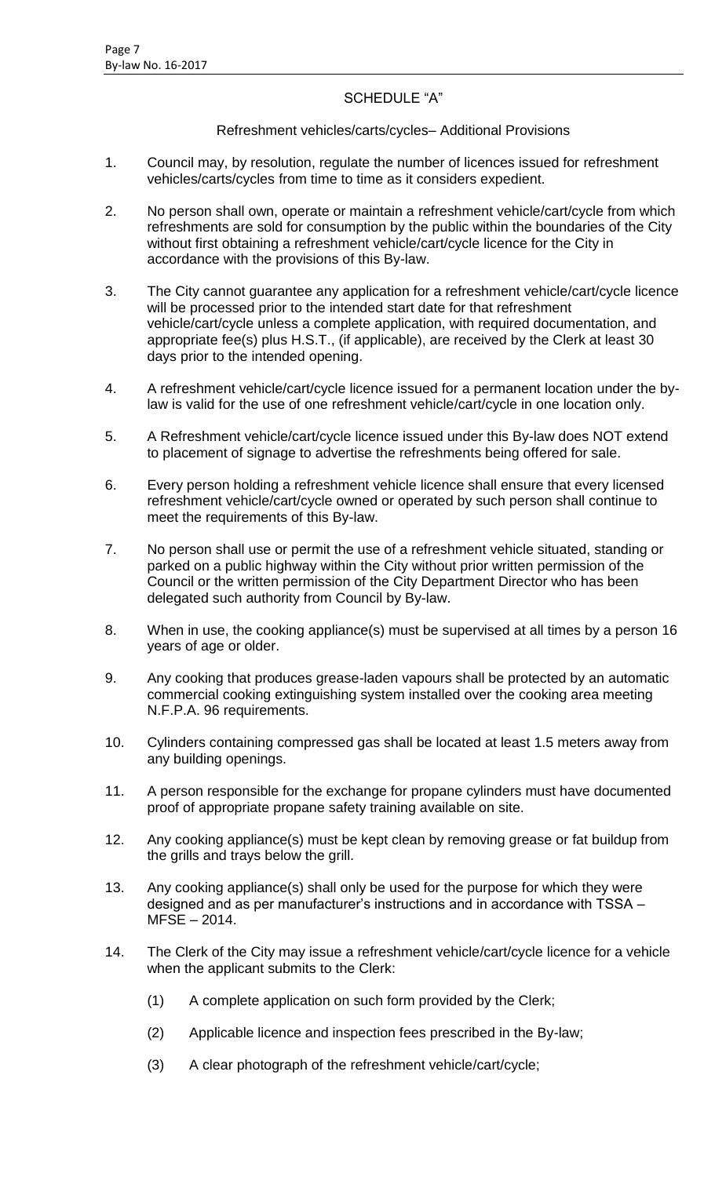# SCHEDULE "A"

## Refreshment vehicles/carts/cycles– Additional Provisions

1. Council may, by resolution, regulate the number of licences issued for refreshment vehicles/carts/cycles from time to time as it considers expedient.

2. No person shall own, operate or maintain a refreshment vehicle/cart/cycle from which refreshments are sold for consumption by the public within the boundaries of the City without first obtaining a refreshment vehicle/cart/cycle licence for the City in accordance with the provisions of this By-law.

3. The City cannot guarantee any application for a refreshment vehicle/cart/cycle licence will be processed prior to the intended start date for that refreshment vehicle/cart/cycle unless a complete application, with required documentation, and appropriate fee(s) plus H.S.T., (if applicable), are received by the Clerk at least 30 days prior to the intended opening.

4. A refreshment vehicle/cart/cycle licence issued for a permanent location under the by-law is valid for the use of one refreshment vehicle/cart/cycle in one location only.

5. A Refreshment vehicle/cart/cycle licence issued under this By-law does NOT extend to placement of signage to advertise the refreshments being offered for sale.

6. Every person holding a refreshment vehicle licence shall ensure that every licensed refreshment vehicle/cart/cycle owned or operated by such person shall continue to meet the requirements of this By-law.

7. No person shall use or permit the use of a refreshment vehicle situated, standing or parked on a public highway within the City without prior written permission of the Council or the written permission of the City Department Director who has been delegated such authority from Council by By-law.

8. When in use, the cooking appliance(s) must be supervised at all times by a person 16 years of age or older.

9. Any cooking that produces grease-laden vapours shall be protected by an automatic commercial cooking extinguishing system installed over the cooking area meeting N.F.P.A. 96 requirements.

10. Cylinders containing compressed gas shall be located at least 1.5 meters away from any building openings.

11. A person responsible for the exchange for propane cylinders must have documented proof of appropriate propane safety training available on site.

12. Any cooking appliance(s) must be kept clean by removing grease or fat buildup from the grills and trays below the grill.

13. Any cooking appliance(s) shall only be used for the purpose for which they were designed and as per manufacturer's instructions and in accordance with TSSA – MFSE – 2014.

14. The Clerk of the City may issue a refreshment vehicle/cart/cycle licence for a vehicle when the applicant submits to the Clerk:

    (1) A complete application on such form provided by the Clerk;

    (2) Applicable licence and inspection fees prescribed in the By-law;

    (3) A clear photograph of the refreshment vehicle/cart/cycle;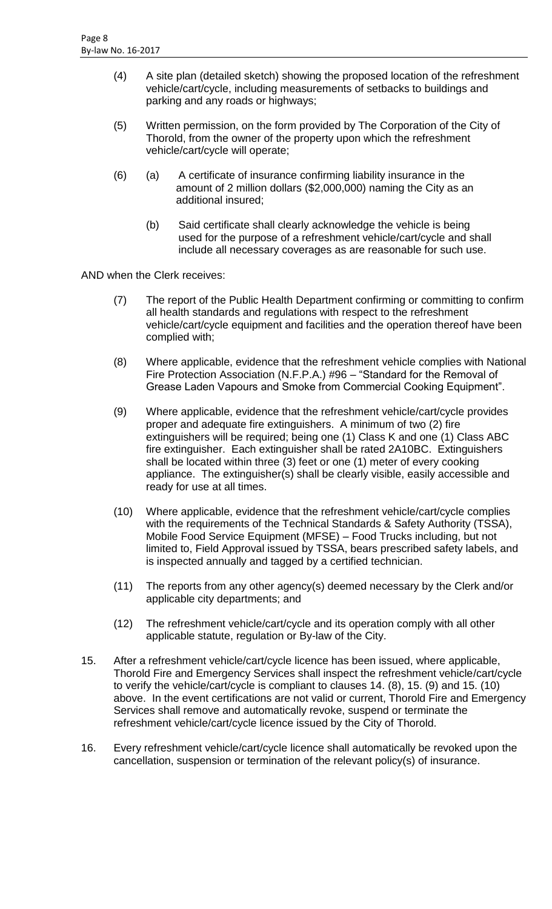(4) A site plan (detailed sketch) showing the proposed location of the refreshment vehicle/cart/cycle, including measurements of setbacks to buildings and parking and any roads or highways;

(5) Written permission, on the form provided by The Corporation of the City of Thorold, from the owner of the property upon which the refreshment vehicle/cart/cycle will operate;

(6) (a) A certificate of insurance confirming liability insurance in the amount of 2 million dollars ($2,000,000) naming the City as an additional insured;

(b) Said certificate shall clearly acknowledge the vehicle is being used for the purpose of a refreshment vehicle/cart/cycle and shall include all necessary coverages as are reasonable for such use.

AND when the Clerk receives:

(7) The report of the Public Health Department confirming or committing to confirm all health standards and regulations with respect to the refreshment vehicle/cart/cycle equipment and facilities and the operation thereof have been complied with;

(8) Where applicable, evidence that the refreshment vehicle complies with National Fire Protection Association (N.F.P.A.) #96 – "Standard for the Removal of Grease Laden Vapours and Smoke from Commercial Cooking Equipment".

(9) Where applicable, evidence that the refreshment vehicle/cart/cycle provides proper and adequate fire extinguishers. A minimum of two (2) fire extinguishers will be required; being one (1) Class K and one (1) Class ABC fire extinguisher. Each extinguisher shall be rated 2A10BC. Extinguishers shall be located within three (3) feet or one (1) meter of every cooking appliance. The extinguisher(s) shall be clearly visible, easily accessible and ready for use at all times.

(10) Where applicable, evidence that the refreshment vehicle/cart/cycle complies with the requirements of the Technical Standards & Safety Authority (TSSA), Mobile Food Service Equipment (MFSE) – Food Trucks including, but not limited to, Field Approval issued by TSSA, bears prescribed safety labels, and is inspected annually and tagged by a certified technician.

(11) The reports from any other agency(s) deemed necessary by the Clerk and/or applicable city departments; and

(12) The refreshment vehicle/cart/cycle and its operation comply with all other applicable statute, regulation or By-law of the City.

15. After a refreshment vehicle/cart/cycle licence has been issued, where applicable, Thorold Fire and Emergency Services shall inspect the refreshment vehicle/cart/cycle to verify the vehicle/cart/cycle is compliant to clauses 14. (8), 15. (9) and 15. (10) above. In the event certifications are not valid or current, Thorold Fire and Emergency Services shall remove and automatically revoke, suspend or terminate the refreshment vehicle/cart/cycle licence issued by the City of Thorold.

16. Every refreshment vehicle/cart/cycle licence shall automatically be revoked upon the cancellation, suspension or termination of the relevant policy(s) of insurance.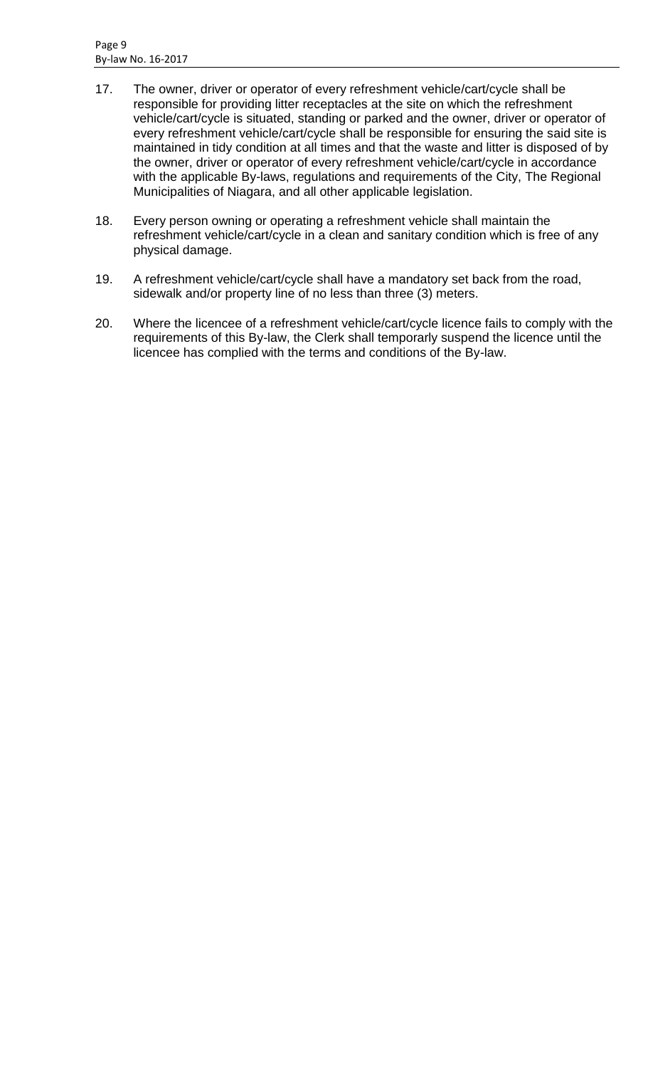17. The owner, driver or operator of every refreshment vehicle/cart/cycle shall be responsible for providing litter receptacles at the site on which the refreshment vehicle/cart/cycle is situated, standing or parked and the owner, driver or operator of every refreshment vehicle/cart/cycle shall be responsible for ensuring the said site is maintained in tidy condition at all times and that the waste and litter is disposed of by the owner, driver or operator of every refreshment vehicle/cart/cycle in accordance with the applicable By-laws, regulations and requirements of the City, The Regional Municipalities of Niagara, and all other applicable legislation.

18. Every person owning or operating a refreshment vehicle shall maintain the refreshment vehicle/cart/cycle in a clean and sanitary condition which is free of any physical damage.

19. A refreshment vehicle/cart/cycle shall have a mandatory set back from the road, sidewalk and/or property line of no less than three (3) meters.

20. Where the licencee of a refreshment vehicle/cart/cycle licence fails to comply with the requirements of this By-law, the Clerk shall temporarily suspend the licence until the licencee has complied with the terms and conditions of the By-law.